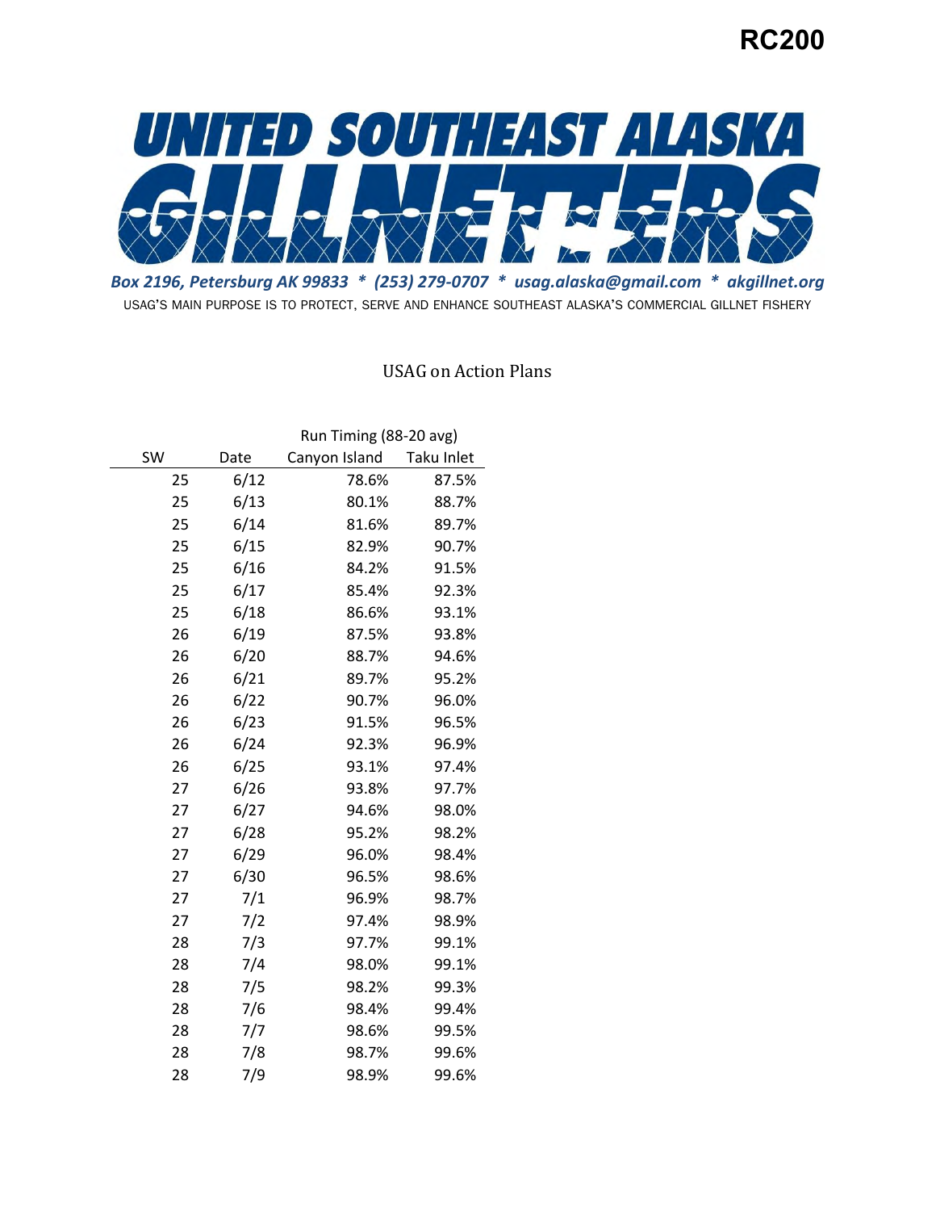RC200

# UNITED SOUTHEAST ALASKA GILLNETTERS

*Box 2196, Petersburg AK 99833 * (253) 279-0707 * usag.alaska@gmail.com * akgillnet.org*

USAG'S MAIN PURPOSE IS TO PROTECT, SERVE AND ENHANCE SOUTHEAST ALASKA'S COMMERCIAL GILLNET FISHERY

## USAG on Action Plans

| | | Run Timing (88-20 avg) | |
|---|---|---|---|
| SW | Date | Canyon Island | Taku Inlet |
| 25 | 6/12 | 78.6% | 87.5% |
| 25 | 6/13 | 80.1% | 88.7% |
| 25 | 6/14 | 81.6% | 89.7% |
| 25 | 6/15 | 82.9% | 90.7% |
| 25 | 6/16 | 84.2% | 91.5% |
| 25 | 6/17 | 85.4% | 92.3% |
| 25 | 6/18 | 86.6% | 93.1% |
| 26 | 6/19 | 87.5% | 93.8% |
| 26 | 6/20 | 88.7% | 94.6% |
| 26 | 6/21 | 89.7% | 95.2% |
| 26 | 6/22 | 90.7% | 96.0% |
| 26 | 6/23 | 91.5% | 96.5% |
| 26 | 6/24 | 92.3% | 96.9% |
| 26 | 6/25 | 93.1% | 97.4% |
| 27 | 6/26 | 93.8% | 97.7% |
| 27 | 6/27 | 94.6% | 98.0% |
| 27 | 6/28 | 95.2% | 98.2% |
| 27 | 6/29 | 96.0% | 98.4% |
| 27 | 6/30 | 96.5% | 98.6% |
| 27 | 7/1 | 96.9% | 98.7% |
| 27 | 7/2 | 97.4% | 98.9% |
| 28 | 7/3 | 97.7% | 99.1% |
| 28 | 7/4 | 98.0% | 99.1% |
| 28 | 7/5 | 98.2% | 99.3% |
| 28 | 7/6 | 98.4% | 99.4% |
| 28 | 7/7 | 98.6% | 99.5% |
| 28 | 7/8 | 98.7% | 99.6% |
| 28 | 7/9 | 98.9% | 99.6% |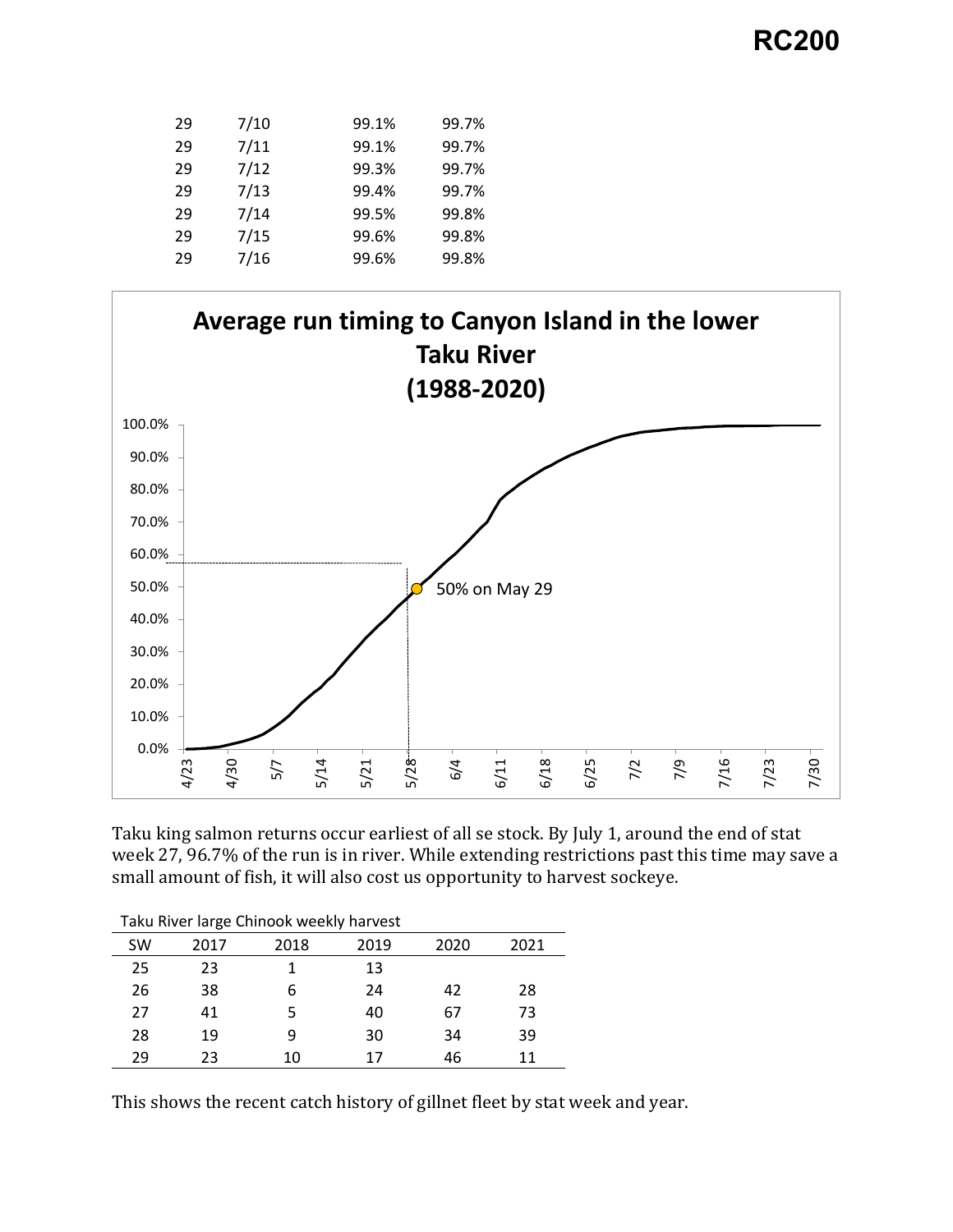| 29 | 7/10 | 99.1% | 99.7% |
|---|---|---|---|
| 29 | 7/11 | 99.1% | 99.7% |
| 29 | 7/12 | 99.3% | 99.7% |
| 29 | 7/13 | 99.4% | 99.7% |
| 29 | 7/14 | 99.5% | 99.8% |
| 29 | 7/15 | 99.6% | 99.8% |
| 29 | 7/16 | 99.6% | 99.8% |

Taku king salmon returns occur earliest of all se stock. By July 1, around the end of stat week 27, 96.7% of the run is in river. While extending restrictions past this time may save a small amount of fish, it will also cost us opportunity to harvest sockeye.

Taku River large Chinook weekly harvest

| SW | 2017 | 2018 | 2019 | 2020 | 2021 |
|---|---|---|---|---|---|
| 25 | 23 | 1 | 13 | | |
| 26 | 38 | 6 | 24 | 42 | 28 |
| 27 | 41 | 5 | 40 | 67 | 73 |
| 28 | 19 | 9 | 30 | 34 | 39 |
| 29 | 23 | 10 | 17 | 46 | 11 |

This shows the recent catch history of gillnet fleet by stat week and year.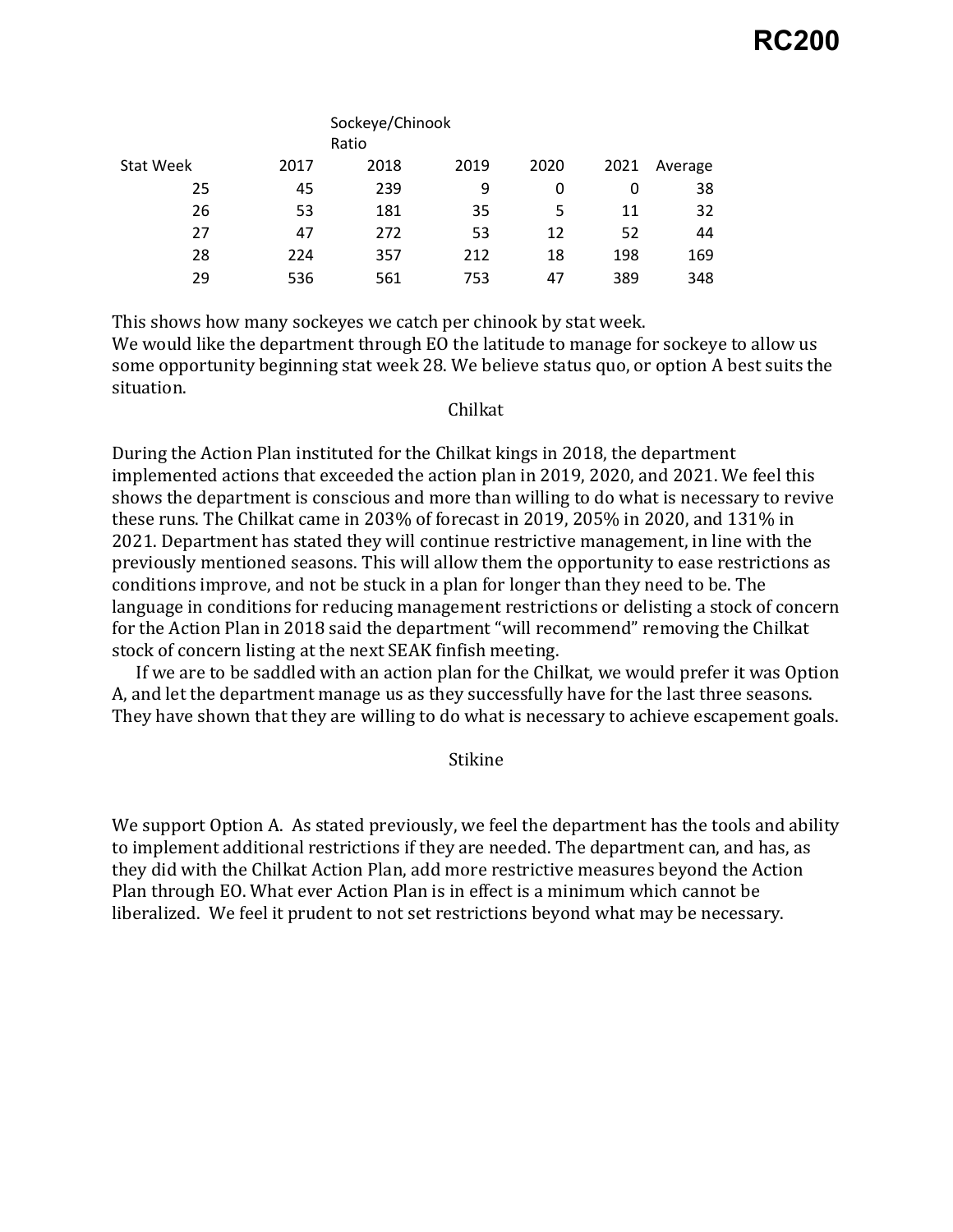# RC200

| | Sockeye/Chinook Ratio | | | | | |
|---|---|---|---|---|---|---|
| Stat Week | 2017 | 2018 | 2019 | 2020 | 2021 | Average |
| 25 | 45 | 239 | 9 | 0 | 0 | 38 |
| 26 | 53 | 181 | 35 | 5 | 11 | 32 |
| 27 | 47 | 272 | 53 | 12 | 52 | 44 |
| 28 | 224 | 357 | 212 | 18 | 198 | 169 |
| 29 | 536 | 561 | 753 | 47 | 389 | 348 |

This shows how many sockeyes we catch per chinook by stat week.
We would like the department through EO the latitude to manage for sockeye to allow us some opportunity beginning stat week 28. We believe status quo, or option A best suits the situation.

Chilkat

During the Action Plan instituted for the Chilkat kings in 2018, the department implemented actions that exceeded the action plan in 2019, 2020, and 2021. We feel this shows the department is conscious and more than willing to do what is necessary to revive these runs. The Chilkat came in 203% of forecast in 2019, 205% in 2020, and 131% in 2021. Department has stated they will continue restrictive management, in line with the previously mentioned seasons. This will allow them the opportunity to ease restrictions as conditions improve, and not be stuck in a plan for longer than they need to be. The language in conditions for reducing management restrictions or delisting a stock of concern for the Action Plan in 2018 said the department "will recommend" removing the Chilkat stock of concern listing at the next SEAK finfish meeting.

If we are to be saddled with an action plan for the Chilkat, we would prefer it was Option A, and let the department manage us as they successfully have for the last three seasons. They have shown that they are willing to do what is necessary to achieve escapement goals.

Stikine

We support Option A. As stated previously, we feel the department has the tools and ability to implement additional restrictions if they are needed. The department can, and has, as they did with the Chilkat Action Plan, add more restrictive measures beyond the Action Plan through EO. What ever Action Plan is in effect is a minimum which cannot be liberalized. We feel it prudent to not set restrictions beyond what may be necessary.